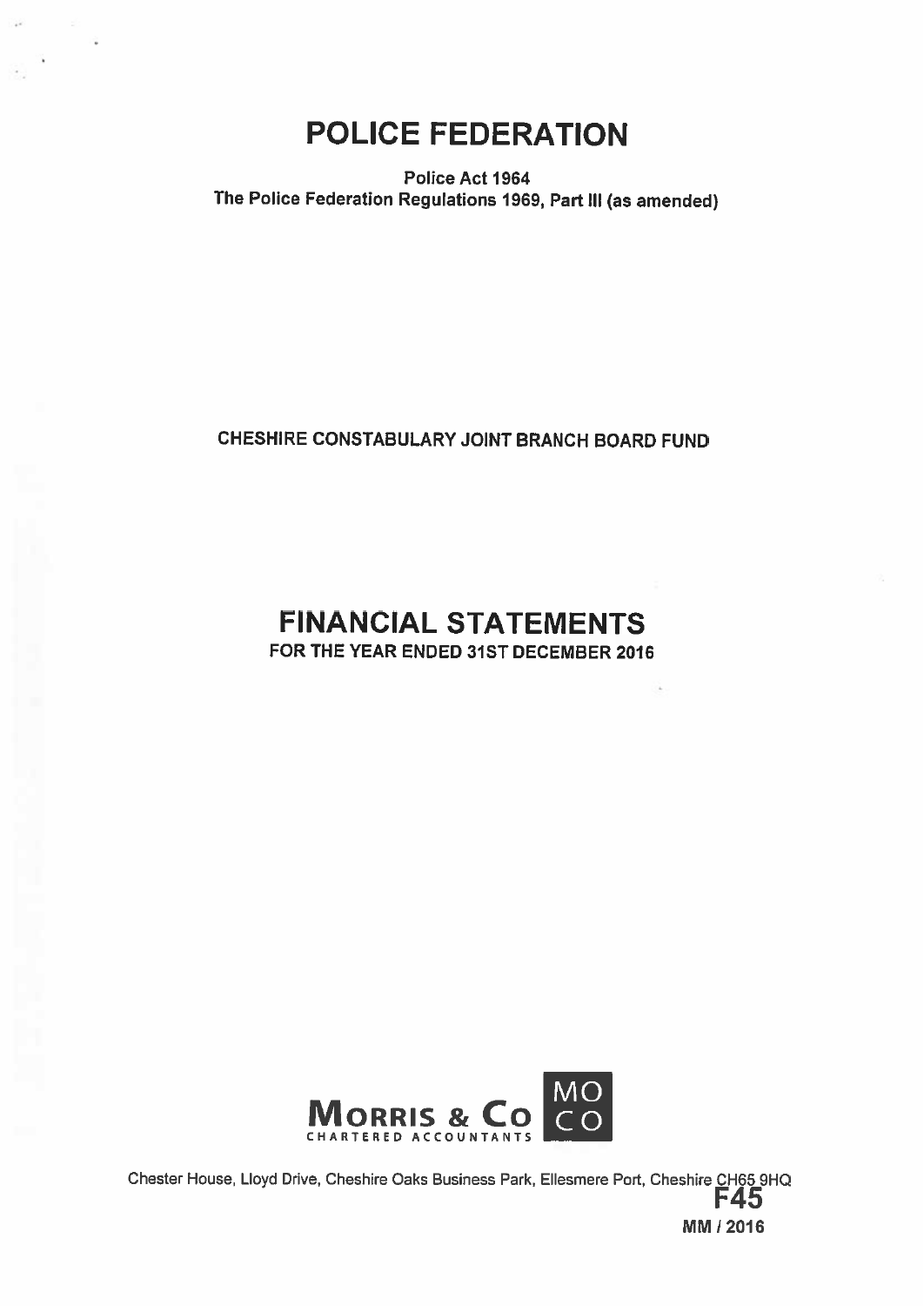# POLICE FEDERATION

**Police Act 1964**
**The Police Federation Regulations 1969, Part III (as amended)**

**CHESHIRE CONSTABULARY JOINT BRANCH BOARD FUND**

# FINANCIAL STATEMENTS

**FOR THE YEAR ENDED 31ST DECEMBER 2016**

**MORRIS & CO** MO CO
CHARTERED ACCOUNTANTS

Chester House, Lloyd Drive, Cheshire Oaks Business Park, Ellesmere Port, Cheshire CH65 9HQ

**F45**

**MM / 2016**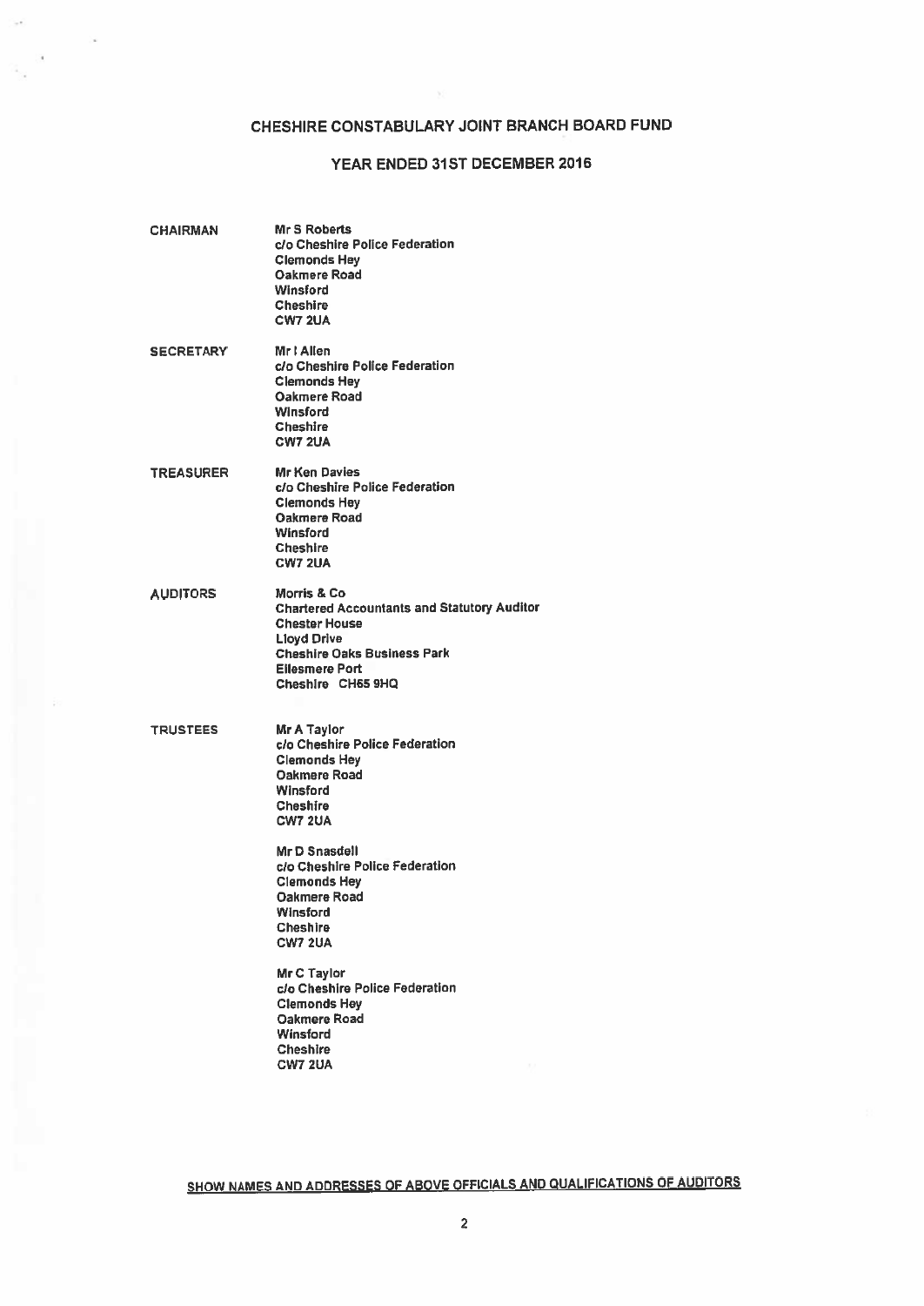# CHESHIRE CONSTABULARY JOINT BRANCH BOARD FUND

## YEAR ENDED 31ST DECEMBER 2016

**CHAIRMAN**

Mr S Roberts
c/o Cheshire Police Federation
Clemonds Hey
Oakmere Road
Winsford
Cheshire
CW7 2UA

**SECRETARY**

Mr I Allen
c/o Cheshire Police Federation
Clemonds Hey
Oakmere Road
Winsford
Cheshire
CW7 2UA

**TREASURER**

Mr Ken Davies
c/o Cheshire Police Federation
Clemonds Hey
Oakmere Road
Winsford
Cheshire
CW7 2UA

**AUDITORS**

Morris & Co
Chartered Accountants and Statutory Auditor
Chester House
Lloyd Drive
Cheshire Oaks Business Park
Ellesmere Port
Cheshire CH65 9HQ

**TRUSTEES**

Mr A Taylor
c/o Cheshire Police Federation
Clemonds Hey
Oakmere Road
Winsford
Cheshire
CW7 2UA

Mr D Snasdell
c/o Cheshire Police Federation
Clemonds Hey
Oakmere Road
Winsford
Cheshire
CW7 2UA

Mr C Taylor
c/o Cheshire Police Federation
Clemonds Hey
Oakmere Road
Winsford
Cheshire
CW7 2UA

SHOW NAMES AND ADDRESSES OF ABOVE OFFICIALS AND QUALIFICATIONS OF AUDITORS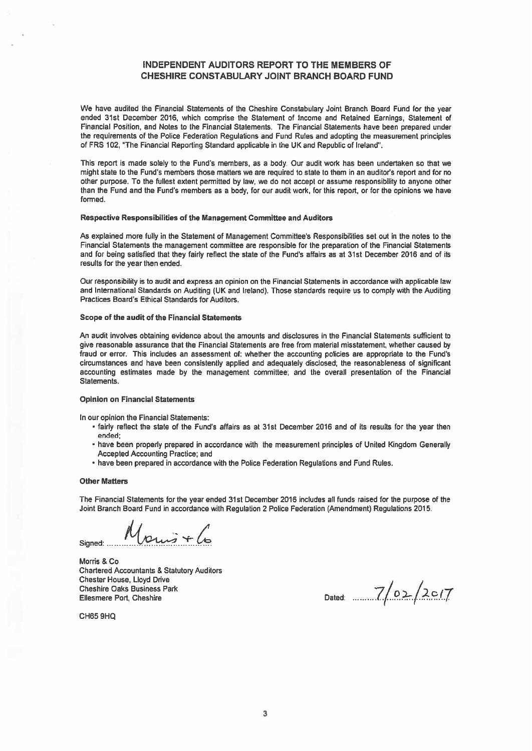# INDEPENDENT AUDITORS REPORT TO THE MEMBERS OF CHESHIRE CONSTABULARY JOINT BRANCH BOARD FUND

We have audited the Financial Statements of the Cheshire Constabulary Joint Branch Board Fund for the year ended 31st December 2016, which comprise the Statement of Income and Retained Earnings, Statement of Financial Position, and Notes to the Financial Statements. The Financial Statements have been prepared under the requirements of the Police Federation Regulations and Fund Rules and adopting the measurement principles of FRS 102, "The Financial Reporting Standard applicable in the UK and Republic of Ireland".

This report is made solely to the Fund's members, as a body. Our audit work has been undertaken so that we might state to the Fund's members those matters we are required to state to them in an auditor's report and for no other purpose. To the fullest extent permitted by law, we do not accept or assume responsibility to anyone other than the Fund and the Fund's members as a body, for our audit work, for this report, or for the opinions we have formed.

### Respective Responsibilities of the Management Committee and Auditors

As explained more fully in the Statement of Management Committee's Responsibilities set out in the notes to the Financial Statements the management committee are responsible for the preparation of the Financial Statements and for being satisfied that they fairly reflect the state of the Fund's affairs as at 31st December 2016 and of its results for the year then ended.

Our responsibility is to audit and express an opinion on the Financial Statements in accordance with applicable law and International Standards on Auditing (UK and Ireland). Those standards require us to comply with the Auditing Practices Board's Ethical Standards for Auditors.

### Scope of the audit of the Financial Statements

An audit involves obtaining evidence about the amounts and disclosures in the Financial Statements sufficient to give reasonable assurance that the Financial Statements are free from material misstatement, whether caused by fraud or error. This includes an assessment of: whether the accounting policies are appropriate to the Fund's circumstances and have been consistently applied and adequately disclosed; the reasonableness of significant accounting estimates made by the management committee; and the overall presentation of the Financial Statements.

### Opinion on Financial Statements

In our opinion the Financial Statements:

- fairly reflect the state of the Fund's affairs as at 31st December 2016 and of its results for the year then ended;
- have been properly prepared in accordance with the measurement principles of United Kingdom Generally Accepted Accounting Practice; and
- have been prepared in accordance with the Police Federation Regulations and Fund Rules.

### Other Matters

The Financial Statements for the year ended 31st December 2016 includes all funds raised for the purpose of the Joint Branch Board Fund in accordance with Regulation 2 Police Federation (Amendment) Regulations 2015.

Signed: Morris & Co

Morris & Co
Chartered Accountants & Statutory Auditors
Chester House, Lloyd Drive
Cheshire Oaks Business Park
Ellesmere Port, Cheshire

CH65 9HQ

Dated: 7/02/2017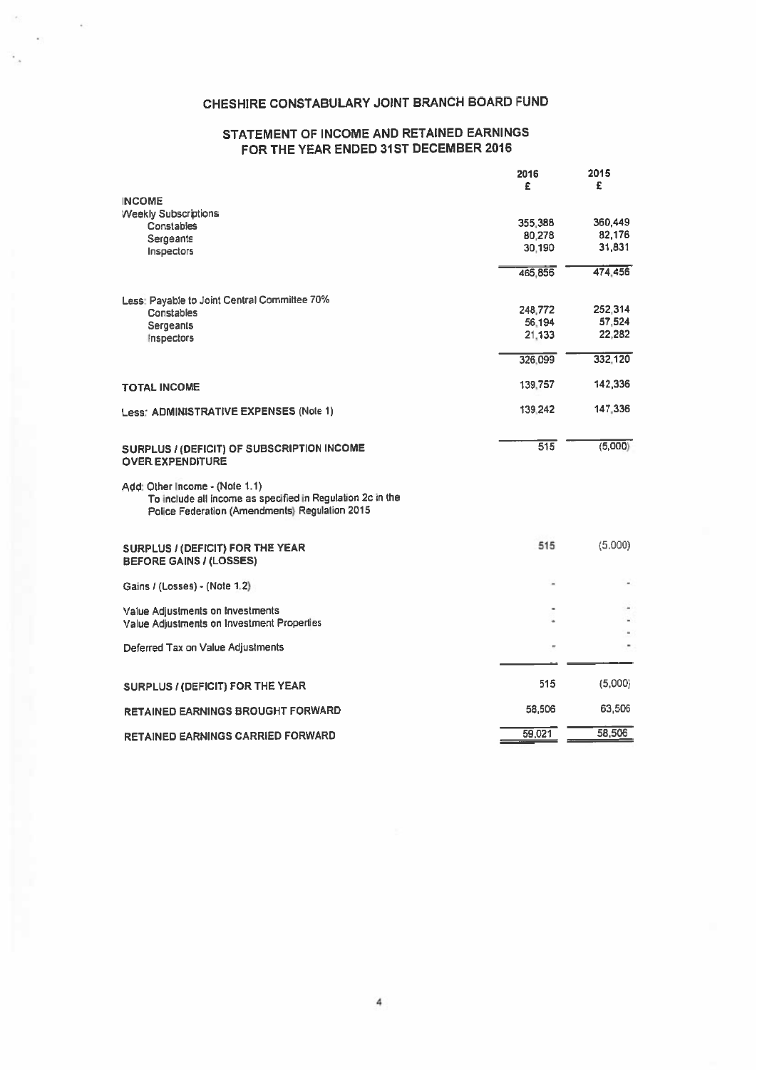# CHESHIRE CONSTABULARY JOINT BRANCH BOARD FUND

## STATEMENT OF INCOME AND RETAINED EARNINGS FOR THE YEAR ENDED 31ST DECEMBER 2016

| | 2016 £ | 2015 £ |
|---|---|---|
| **INCOME** | | |
| Weekly Subscriptions | | |
| Constables | 355,388 | 360,449 |
| Sergeants | 80,278 | 82,176 |
| Inspectors | 30,190 | 31,831 |
| | 465,856 | 474,456 |
| Less: Payable to Joint Central Committee 70% | | |
| Constables | 248,772 | 252,314 |
| Sergeants | 56,194 | 57,524 |
| Inspectors | 21,133 | 22,282 |
| | 326,099 | 332,120 |
| **TOTAL INCOME** | 139,757 | 142,336 |
| Less: **ADMINISTRATIVE EXPENSES** (Note 1) | 139,242 | 147,336 |
| **SURPLUS / (DEFICIT) OF SUBSCRIPTION INCOME OVER EXPENDITURE** | 515 | (5,000) |
| Add: Other Income - (Note 1.1) To include all income as specified in Regulation 2c in the Police Federation (Amendments) Regulation 2015 | | |
| **SURPLUS / (DEFICIT) FOR THE YEAR BEFORE GAINS / (LOSSES)** | 515 | (5,000) |
| Gains / (Losses) - (Note 1.2) | - | - |
| Value Adjustments on Investments | - | - |
| Value Adjustments on Investment Properties | - | - |
| Deferred Tax on Value Adjustments | - | - |
| **SURPLUS / (DEFICIT) FOR THE YEAR** | 515 | (5,000) |
| **RETAINED EARNINGS BROUGHT FORWARD** | 58,506 | 63,506 |
| **RETAINED EARNINGS CARRIED FORWARD** | 59,021 | 58,506 |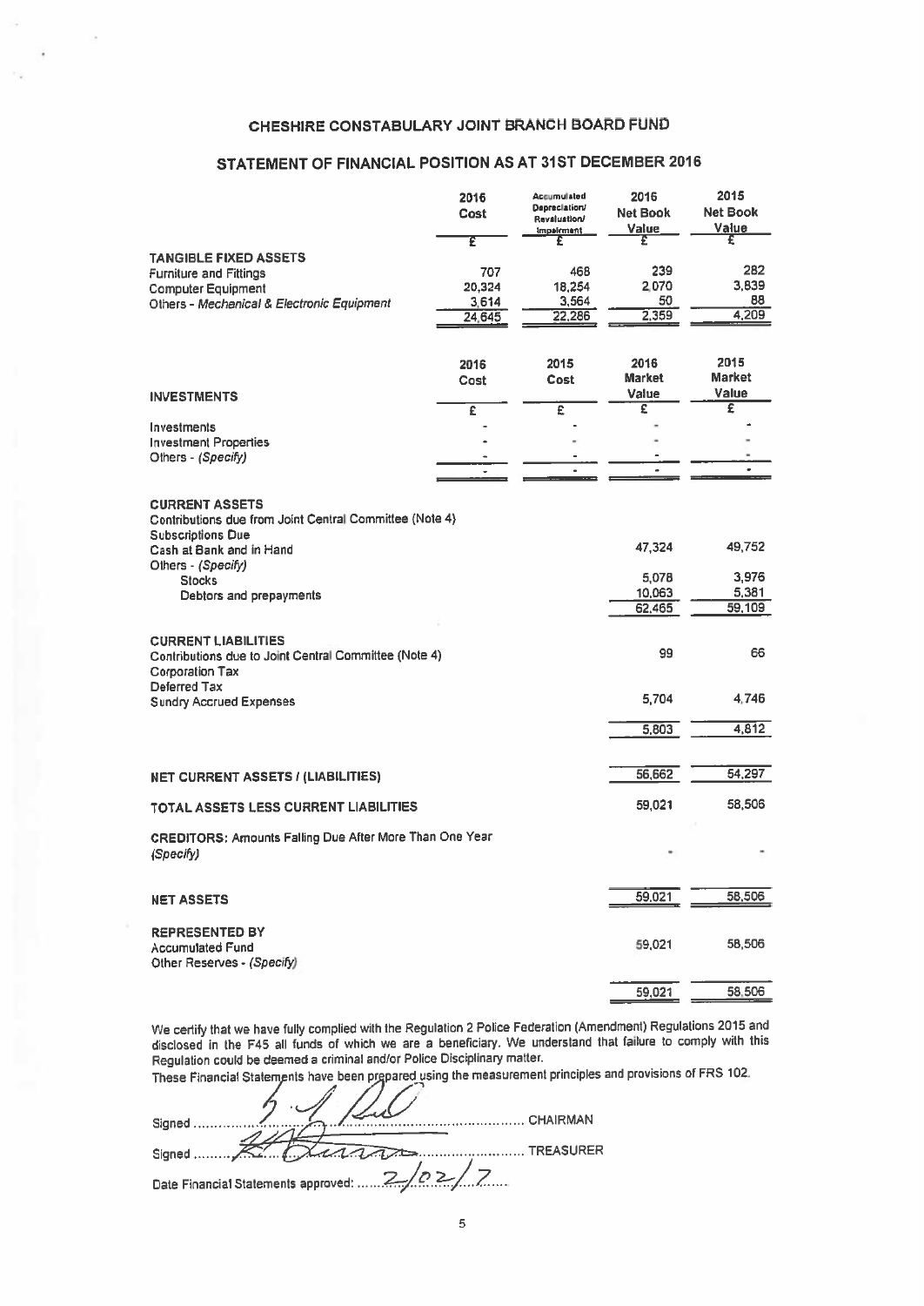# CHESHIRE CONSTABULARY JOINT BRANCH BOARD FUND

## STATEMENT OF FINANCIAL POSITION AS AT 31ST DECEMBER 2016

| | 2016 Cost | Accumulated Depreciation/ Revaluation/ Impairment | 2016 Net Book Value | 2015 Net Book Value |
|---|---|---|---|---|
| | £ | £ | £ | £ |
| **TANGIBLE FIXED ASSETS** | | | | |
| Furniture and Fittings | 707 | 468 | 239 | 282 |
| Computer Equipment | 20,324 | 18,254 | 2,070 | 3,839 |
| Others - *Mechanical & Electronic Equipment* | 3,614 | 3,564 | 50 | 88 |
| | 24,645 | 22,286 | 2,359 | 4,209 |

| **INVESTMENTS** | 2016 Cost | 2015 Cost | 2016 Market Value | 2015 Market Value |
|---|---|---|---|---|
| | £ | £ | £ | £ |
| Investments | - | - | - | - |
| Investment Properties | - | - | - | - |
| Others - *(Specify)* | - | - | - | - |
| | - | - | - | - |

| | 2016 | 2015 |
|---|---|---|
| **CURRENT ASSETS** | | |
| Contributions due from Joint Central Committee (Note 4) | | |
| Subscriptions Due | | |
| Cash at Bank and in Hand | 47,324 | 49,752 |
| Others - *(Specify)* | | |
| Stocks | 5,078 | 3,976 |
| Debtors and prepayments | 10,063 | 5,381 |
| | 62,465 | 59,109 |
| **CURRENT LIABILITIES** | | |
| Contributions due to Joint Central Committee (Note 4) | 99 | 66 |
| Corporation Tax | | |
| Deferred Tax | | |
| Sundry Accrued Expenses | 5,704 | 4,746 |
| | 5,803 | 4,812 |
| **NET CURRENT ASSETS / (LIABILITIES)** | 56,662 | 54,297 |
| **TOTAL ASSETS LESS CURRENT LIABILITIES** | 59,021 | 58,506 |
| **CREDITORS:** Amounts Falling Due After More Than One Year *(Specify)* | - | - |
| **NET ASSETS** | 59,021 | 58,506 |
| **REPRESENTED BY** | | |
| Accumulated Fund | 59,021 | 58,506 |
| Other Reserves - *(Specify)* | | |
| | 59,021 | 58,506 |

We certify that we have fully complied with the Regulation 2 Police Federation (Amendment) Regulations 2015 and disclosed in the F45 all funds of which we are a beneficiary. We understand that failure to comply with this Regulation could be deemed a criminal and/or Police Disciplinary matter.

These Financial Statements have been prepared using the measurement principles and provisions of FRS 102.

Signed ............................................. CHAIRMAN

Signed ............................................. TREASURER

Date Financial Statements approved: 2/02/17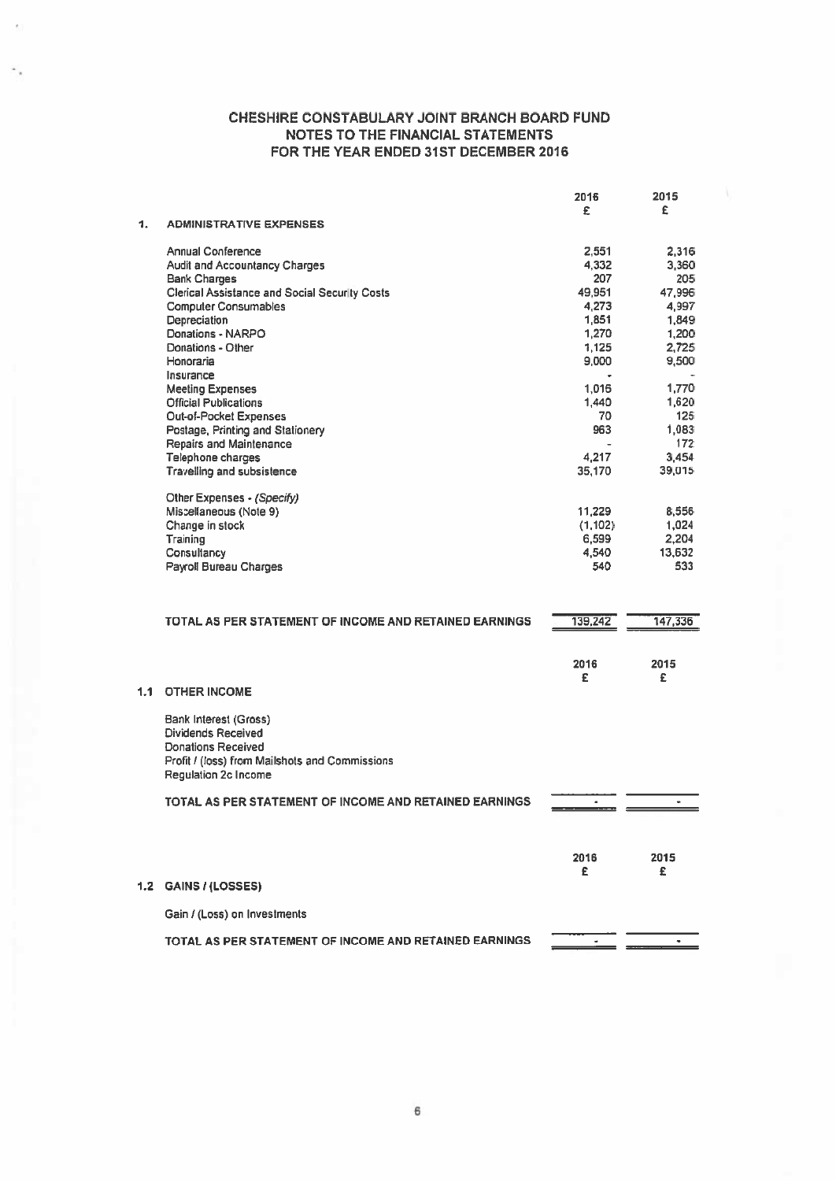# CHESHIRE CONSTABULARY JOINT BRANCH BOARD FUND
## NOTES TO THE FINANCIAL STATEMENTS
## FOR THE YEAR ENDED 31ST DECEMBER 2016

| | 2016 | 2015 |
|---|---|---|
| | £ | £ |
| **1. ADMINISTRATIVE EXPENSES** | | |
| Annual Conference | 2,551 | 2,316 |
| Audit and Accountancy Charges | 4,332 | 3,360 |
| Bank Charges | 207 | 205 |
| Clerical Assistance and Social Security Costs | 49,951 | 47,996 |
| Computer Consumables | 4,273 | 4,997 |
| Depreciation | 1,851 | 1,849 |
| Donations - NARPO | 1,270 | 1,200 |
| Donations - Other | 1,125 | 2,725 |
| Honoraria | 9,000 | 9,500 |
| Insurance | - | - |
| Meeting Expenses | 1,016 | 1,770 |
| Official Publications | 1,440 | 1,620 |
| Out-of-Pocket Expenses | 70 | 125 |
| Postage, Printing and Stationery | 963 | 1,083 |
| Repairs and Maintenance | - | 172 |
| Telephone charges | 4,217 | 3,454 |
| Travelling and subsistence | 35,170 | 39,015 |
| Other Expenses - *(Specify)* | | |
| Miscellaneous (Note 9) | 11,229 | 8,556 |
| Change in stock | (1,102) | 1,024 |
| Training | 6,599 | 2,204 |
| Consultancy | 4,540 | 13,632 |
| Payroll Bureau Charges | 540 | 533 |
| **TOTAL AS PER STATEMENT OF INCOME AND RETAINED EARNINGS** | 139,242 | 147,336 |

| | 2016 | 2015 |
|---|---|---|
| | £ | £ |
| **1.1 OTHER INCOME** | | |
| Bank Interest (Gross) | | |
| Dividends Received | | |
| Donations Received | | |
| Profit / (loss) from Mailshots and Commissions | | |
| Regulation 2c Income | | |
| **TOTAL AS PER STATEMENT OF INCOME AND RETAINED EARNINGS** | - | - |

| | 2016 | 2015 |
|---|---|---|
| | £ | £ |
| **1.2 GAINS / (LOSSES)** | | |
| Gain / (Loss) on Investments | | |
| **TOTAL AS PER STATEMENT OF INCOME AND RETAINED EARNINGS** | - | - |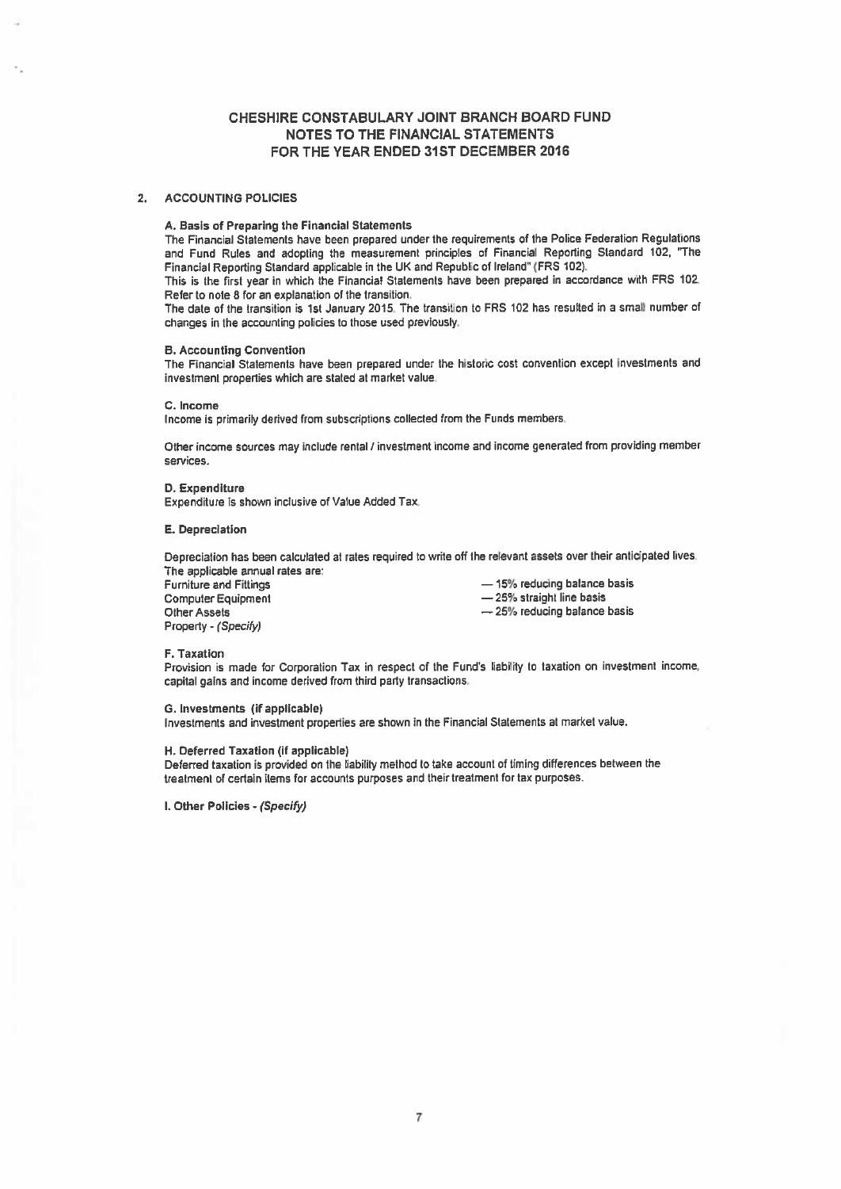# CHESHIRE CONSTABULARY JOINT BRANCH BOARD FUND
# NOTES TO THE FINANCIAL STATEMENTS
# FOR THE YEAR ENDED 31ST DECEMBER 2016

## 2. ACCOUNTING POLICIES

### A. Basis of Preparing the Financial Statements

The Financial Statements have been prepared under the requirements of the Police Federation Regulations and Fund Rules and adopting the measurement principles of Financial Reporting Standard 102, "The Financial Reporting Standard applicable in the UK and Republic of Ireland" (FRS 102).

This is the first year in which the Financial Statements have been prepared in accordance with FRS 102. Refer to note 8 for an explanation of the transition.

The date of the transition is 1st January 2015. The transition to FRS 102 has resulted in a small number of changes in the accounting policies to those used previously.

### B. Accounting Convention

The Financial Statements have been prepared under the historic cost convention except investments and investment properties which are stated at market value.

### C. Income

Income is primarily derived from subscriptions collected from the Funds members.

Other income sources may include rental / investment income and income generated from providing member services.

### D. Expenditure

Expenditure is shown inclusive of Value Added Tax.

### E. Depreciation

Depreciation has been calculated at rates required to write off the relevant assets over their anticipated lives. The applicable annual rates are:

| | |
|---|---|
| Furniture and Fittings | — 15% reducing balance basis |
| Computer Equipment | — 25% straight line basis |
| Other Assets | — 25% reducing balance basis |
| Property - *(Specify)* | |

### F. Taxation

Provision is made for Corporation Tax in respect of the Fund's liability to taxation on investment income, capital gains and income derived from third party transactions.

### G. Investments (if applicable)

Investments and investment properties are shown in the Financial Statements at market value.

### H. Deferred Taxation (if applicable)

Deferred taxation is provided on the liability method to take account of timing differences between the treatment of certain items for accounts purposes and their treatment for tax purposes.

### I. Other Policies - *(Specify)*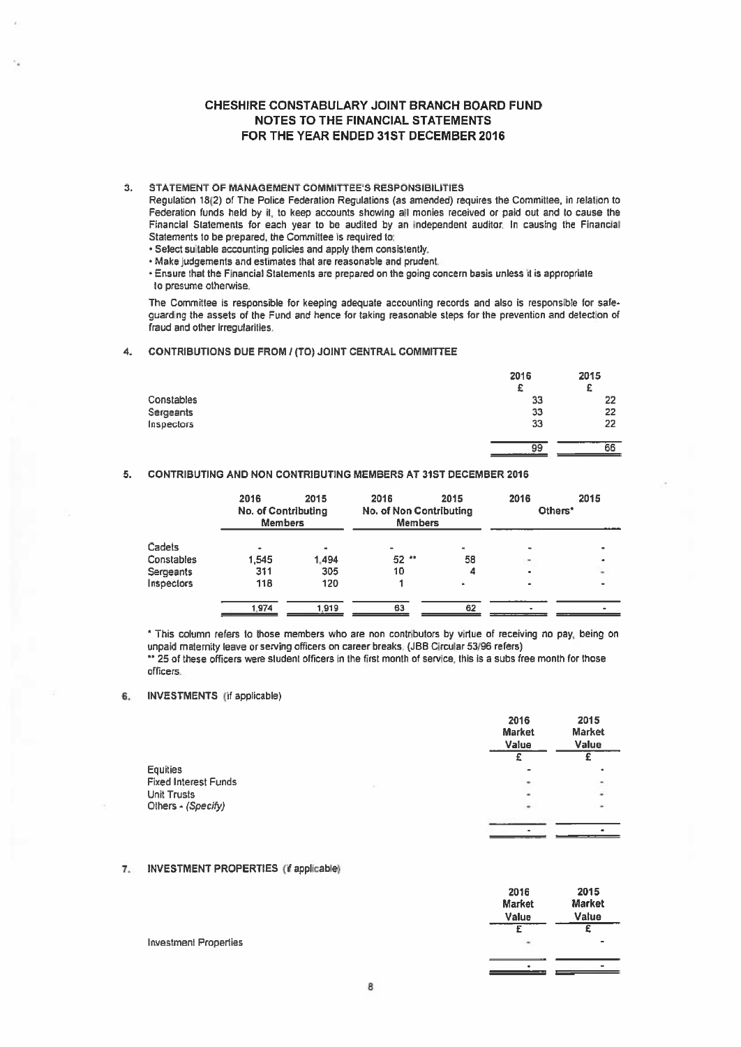# CHESHIRE CONSTABULARY JOINT BRANCH BOARD FUND
## NOTES TO THE FINANCIAL STATEMENTS
## FOR THE YEAR ENDED 31ST DECEMBER 2016

### 3. STATEMENT OF MANAGEMENT COMMITTEE'S RESPONSIBILITIES

Regulation 18(2) of The Police Federation Regulations (as amended) requires the Committee, in relation to Federation funds held by it, to keep accounts showing all monies received or paid out and to cause the Financial Statements for each year to be audited by an independent auditor. In causing the Financial Statements to be prepared, the Committee is required to:

- Select suitable accounting policies and apply them consistently.
- Make judgements and estimates that are reasonable and prudent.
- Ensure that the Financial Statements are prepared on the going concern basis unless it is appropriate to presume otherwise.

The Committee is responsible for keeping adequate accounting records and also is responsible for safe-guarding the assets of the Fund and hence for taking reasonable steps for the prevention and detection of fraud and other irregularities.

### 4. CONTRIBUTIONS DUE FROM / (TO) JOINT CENTRAL COMMITTEE

| | 2016 | 2015 |
|---|---|---|
| | £ | £ |
| Constables | 33 | 22 |
| Sergeants | 33 | 22 |
| Inspectors | 33 | 22 |
| | 99 | 66 |

### 5. CONTRIBUTING AND NON CONTRIBUTING MEMBERS AT 31ST DECEMBER 2016

| | 2016 | 2015 | 2016 | 2015 | 2016 | 2015 |
|---|---|---|---|---|---|---|
| | No. of Contributing Members | | No. of Non Contributing Members | | Others* | |
| Cadets | - | - | - | - | - | - |
| Constables | 1,545 | 1,494 | 52 ** | 58 | - | - |
| Sergeants | 311 | 305 | 10 | 4 | - | - |
| Inspectors | 118 | 120 | 1 | - | - | - |
| | 1,974 | 1,919 | 63 | 62 | - | - |

* This column refers to those members who are non contributors by virtue of receiving no pay, being on unpaid maternity leave or serving officers on career breaks. (JBB Circular 53/96 refers)

** 25 of these officers were student officers in the first month of service, this is a subs free month for those officers.

### 6. INVESTMENTS (if applicable)

| | 2016 Market Value | 2015 Market Value |
|---|---|---|
| | £ | £ |
| Equities | - | - |
| Fixed Interest Funds | - | - |
| Unit Trusts | - | - |
| Others - *(Specify)* | - | - |
| | - | - |

### 7. INVESTMENT PROPERTIES (if applicable)

| | 2016 Market Value | 2015 Market Value |
|---|---|---|
| | £ | £ |
| Investment Properties | - | - |
| | - | - |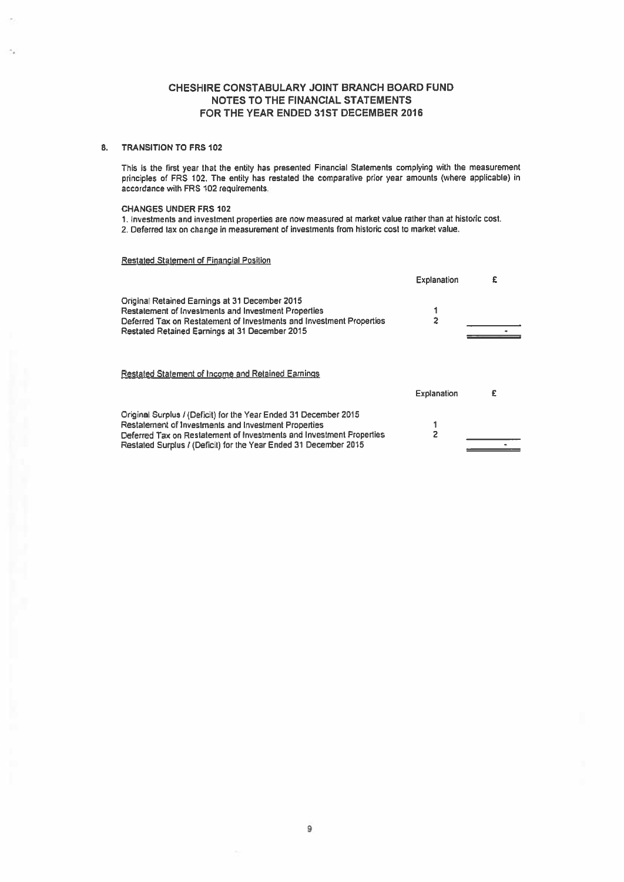# CHESHIRE CONSTABULARY JOINT BRANCH BOARD FUND
## NOTES TO THE FINANCIAL STATEMENTS
## FOR THE YEAR ENDED 31ST DECEMBER 2016

### 8. TRANSITION TO FRS 102

This is the first year that the entity has presented Financial Statements complying with the measurement principles of FRS 102. The entity has restated the comparative prior year amounts (where applicable) in accordance with FRS 102 requirements.

**CHANGES UNDER FRS 102**

1. Investments and investment properties are now measured at market value rather than at historic cost.
2. Deferred tax on change in measurement of investments from historic cost to market value.

<u>Restated Statement of Financial Position</u>

| | Explanation | £ |
|---|---|---|
| Original Retained Earnings at 31 December 2015 | | |
| Restatement of Investments and Investment Properties | 1 | |
| Deferred Tax on Restatement of Investments and Investment Properties | 2 | |
| Restated Retained Earnings at 31 December 2015 | | - |

<u>Restated Statement of Income and Retained Earnings</u>

| | Explanation | £ |
|---|---|---|
| Original Surplus / (Deficit) for the Year Ended 31 December 2015 | | |
| Restatement of Investments and Investment Properties | 1 | |
| Deferred Tax on Restatement of Investments and Investment Properties | 2 | |
| Restated Surplus / (Deficit) for the Year Ended 31 December 2015 | | - |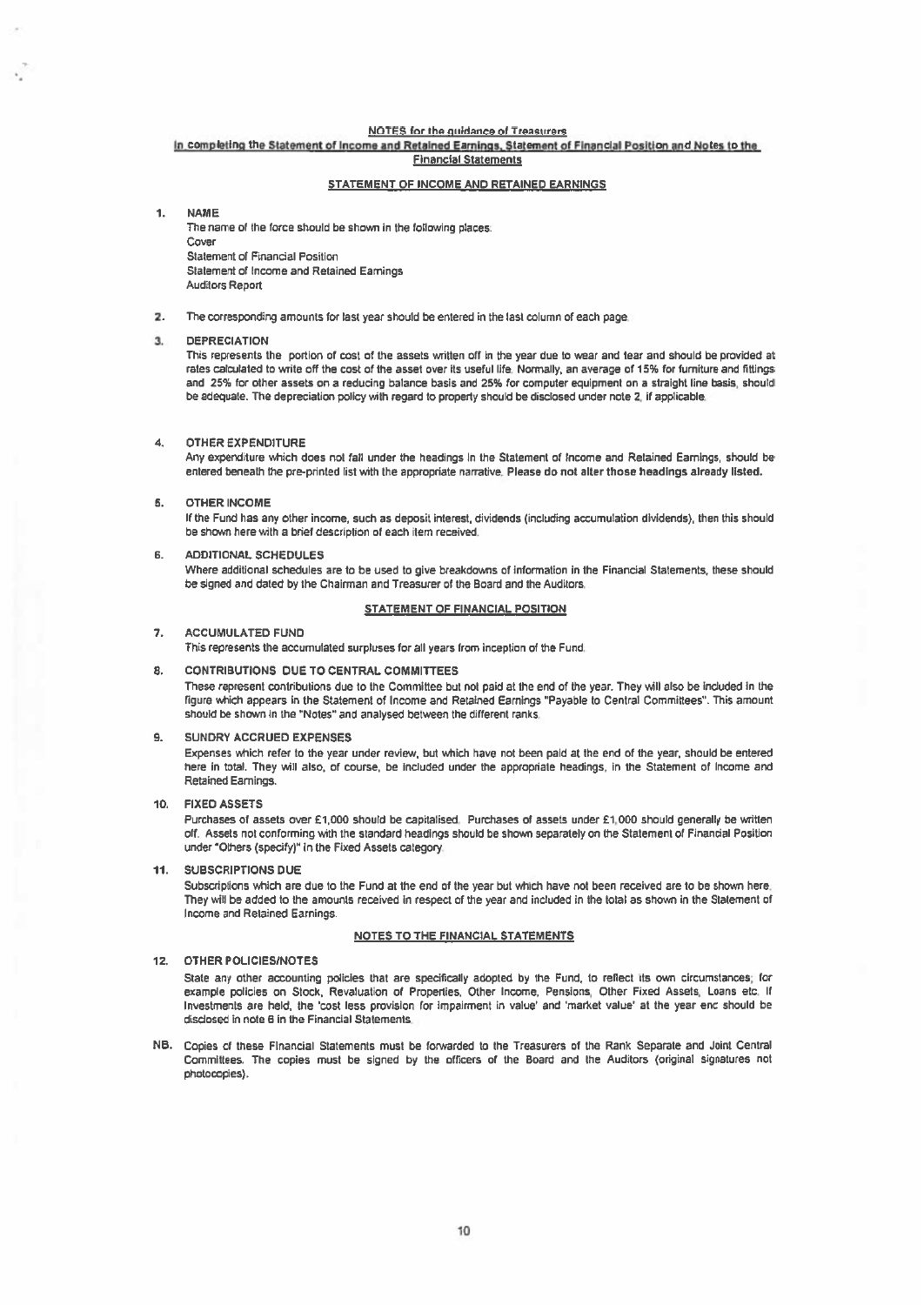## NOTES for the guidance of Treasurers

### In completing the Statement of Income and Retained Earnings, Statement of Financial Position and Notes to the Financial Statements

### STATEMENT OF INCOME AND RETAINED EARNINGS

**1. NAME**

The name of the force should be shown in the following places.
Cover
Statement of Financial Position
Statement of Income and Retained Earnings
Auditors Report

**2.** The corresponding amounts for last year should be entered in the last column of each page.

**3. DEPRECIATION**

This represents the portion of cost of the assets written off in the year due to wear and tear and should be provided at rates calculated to write off the cost of the asset over its useful life. Normally, an average of 15% for furniture and fittings and 25% for other assets on a reducing balance basis and 25% for computer equipment on a straight line basis, should be adequate. The depreciation policy with regard to property should be disclosed under note 2, if applicable.

**4. OTHER EXPENDITURE**

Any expenditure which does not fall under the headings in the Statement of Income and Retained Earnings, should be entered beneath the pre-printed list with the appropriate narrative. **Please do not alter those headings already listed.**

**5. OTHER INCOME**

If the Fund has any other income, such as deposit interest, dividends (including accumulation dividends), then this should be shown here with a brief description of each item received.

**6. ADDITIONAL SCHEDULES**

Where additional schedules are to be used to give breakdowns of information in the Financial Statements, these should be signed and dated by the Chairman and Treasurer of the Board and the Auditors.

### STATEMENT OF FINANCIAL POSITION

**7. ACCUMULATED FUND**

This represents the accumulated surpluses for all years from inception of the Fund.

**8. CONTRIBUTIONS DUE TO CENTRAL COMMITTEES**

These represent contributions due to the Committee but not paid at the end of the year. They will also be included in the figure which appears in the Statement of Income and Retained Earnings "Payable to Central Committees". This amount should be shown in the "Notes" and analysed between the different ranks.

**9. SUNDRY ACCRUED EXPENSES**

Expenses which refer to the year under review, but which have not been paid at the end of the year, should be entered here in total. They will also, of course, be included under the appropriate headings, in the Statement of Income and Retained Earnings.

**10. FIXED ASSETS**

Purchases of assets over £1,000 should be capitalised. Purchases of assets under £1,000 should generally be written off. Assets not conforming with the standard headings should be shown separately on the Statement of Financial Position under "Others (specify)" in the Fixed Assets category.

**11. SUBSCRIPTIONS DUE**

Subscriptions which are due to the Fund at the end of the year but which have not been received are to be shown here. They will be added to the amounts received in respect of the year and included in the total as shown in the Statement of Income and Retained Earnings.

### NOTES TO THE FINANCIAL STATEMENTS

**12. OTHER POLICIES/NOTES**

State any other accounting policies that are specifically adopted by the Fund, to reflect its own circumstances; for example policies on Stock, Revaluation of Properties, Other Income, Pensions, Other Fixed Assets, Loans etc. If Investments are held, the 'cost less provision for impairment in value' and 'market value' at the year end should be disclosed in note 6 in the Financial Statements.

**NB.** Copies of these Financial Statements must be forwarded to the Treasurers of the Rank Separate and Joint Central Committees. The copies must be signed by the officers of the Board and the Auditors (original signatures not photocopies).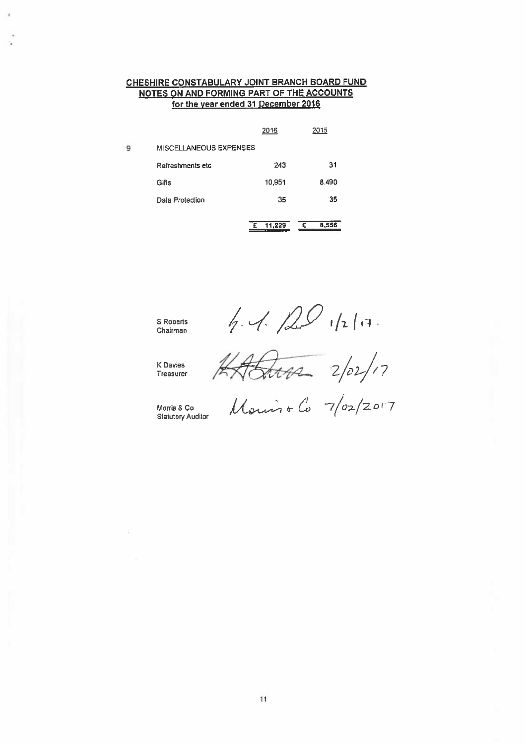## CHESHIRE CONSTABULARY JOINT BRANCH BOARD FUND
## NOTES ON AND FORMING PART OF THE ACCOUNTS
## for the year ended 31 December 2016

| | | 2016 | 2015 |
|---|---|---|---|
| 9 | MISCELLANEOUS EXPENSES | | |
| | Refreshments etc | 243 | 31 |
| | Gifts | 10,951 | 8.490 |
| | Data Protection | 35 | 35 |
| | | £ 11,229 | £ 8,556 |

S Roberts
Chairman
1/2/17.

K Davies
Treasurer
2/02/17

Morris & Co
Statutory Auditor
Morris & Co 7/02/2017